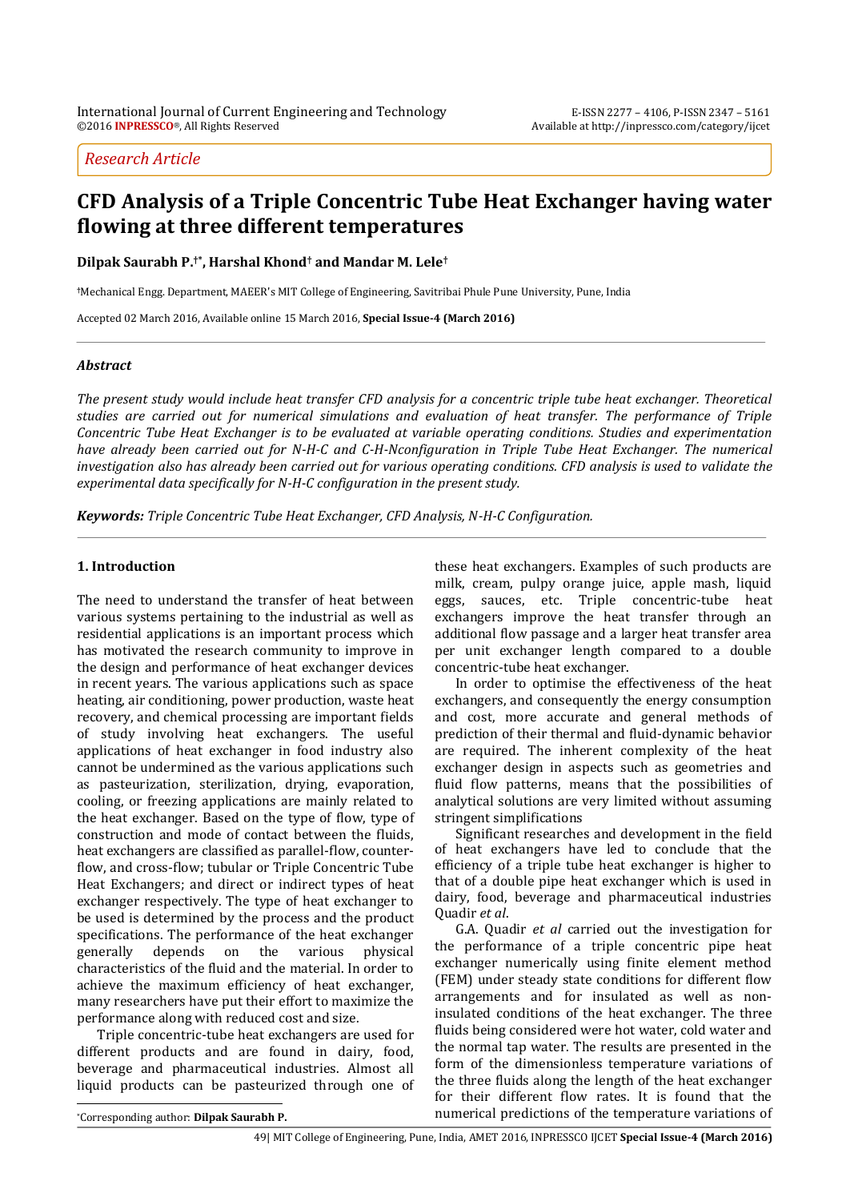Research Article

# CFD Analysis of a Triple Concentric Tube Heat Exchanger having water flowing at three different temperatures

**Dilpak Saurabh P.[†*], Harshal Khond[†] and Mandar M. Lele[†]**

[†]Mechanical Engg. Department, MAEER's MIT College of Engineering, Savitribai Phule Pune University, Pune, India

Accepted 02 March 2016, Available online 15 March 2016, **Special Issue-4 (March 2016)**

---

### *Abstract*

*The present study would include heat transfer CFD analysis for a concentric triple tube heat exchanger. Theoretical studies are carried out for numerical simulations and evaluation of heat transfer. The performance of Triple Concentric Tube Heat Exchanger is to be evaluated at variable operating conditions. Studies and experimentation have already been carried out for N-H-C and C-H-Nconfiguration in Triple Tube Heat Exchanger. The numerical investigation also has already been carried out for various operating conditions. CFD analysis is used to validate the experimental data specifically for N-H-C configuration in the present study.*

***Keywords:*** *Triple Concentric Tube Heat Exchanger, CFD Analysis, N-H-C Configuration.*

---

## 1. Introduction

The need to understand the transfer of heat between various systems pertaining to the industrial as well as residential applications is an important process which has motivated the research community to improve in the design and performance of heat exchanger devices in recent years. The various applications such as space heating, air conditioning, power production, waste heat recovery, and chemical processing are important fields of study involving heat exchangers. The useful applications of heat exchanger in food industry also cannot be undermined as the various applications such as pasteurization, sterilization, drying, evaporation, cooling, or freezing applications are mainly related to the heat exchanger. Based on the type of flow, type of construction and mode of contact between the fluids, heat exchangers are classified as parallel-flow, counter-flow, and cross-flow; tubular or Triple Concentric Tube Heat Exchangers; and direct or indirect types of heat exchanger respectively. The type of heat exchanger to be used is determined by the process and the product specifications. The performance of the heat exchanger generally depends on the various physical characteristics of the fluid and the material. In order to achieve the maximum efficiency of heat exchanger, many researchers have put their effort to maximize the performance along with reduced cost and size.

Triple concentric-tube heat exchangers are used for different products and are found in dairy, food, beverage and pharmaceutical industries. Almost all liquid products can be pasteurized through one of these heat exchangers. Examples of such products are milk, cream, pulpy orange juice, apple mash, liquid eggs, sauces, etc. Triple concentric-tube heat exchangers improve the heat transfer through an additional flow passage and a larger heat transfer area per unit exchanger length compared to a double concentric-tube heat exchanger.

In order to optimise the effectiveness of the heat exchangers, and consequently the energy consumption and cost, more accurate and general methods of prediction of their thermal and fluid-dynamic behavior are required. The inherent complexity of the heat exchanger design in aspects such as geometries and fluid flow patterns, means that the possibilities of analytical solutions are very limited without assuming stringent simplifications

Significant researches and development in the field of heat exchangers have led to conclude that the efficiency of a triple tube heat exchanger is higher to that of a double pipe heat exchanger which is used in dairy, food, beverage and pharmaceutical industries Quadir *et al*.

G.A. Quadir *et al* carried out the investigation for the performance of a triple concentric pipe heat exchanger numerically using finite element method (FEM) under steady state conditions for different flow arrangements and for insulated as well as non-insulated conditions of the heat exchanger. The three fluids being considered were hot water, cold water and the normal tap water. The results are presented in the form of the dimensionless temperature variations of the three fluids along the length of the heat exchanger for their different flow rates. It is found that the numerical predictions of the temperature variations of

---

*Corresponding author: **Dilpak Saurabh P.**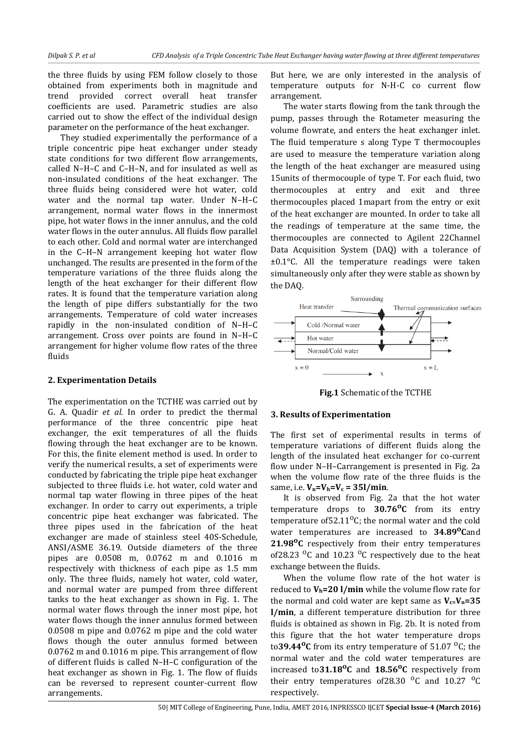the three fluids by using FEM follow closely to those obtained from experiments both in magnitude and trend provided correct overall heat transfer coefficients are used. Parametric studies are also carried out to show the effect of the individual design parameter on the performance of the heat exchanger.

They studied experimentally the performance of a triple concentric pipe heat exchanger under steady state conditions for two different flow arrangements, called N–H–C and C–H–N, and for insulated as well as non-insulated conditions of the heat exchanger. The three fluids being considered were hot water, cold water and the normal tap water. Under N–H–C arrangement, normal water flows in the innermost pipe, hot water flows in the inner annulus, and the cold water flows in the outer annulus. All fluids flow parallel to each other. Cold and normal water are interchanged in the C–H–N arrangement keeping hot water flow unchanged. The results are presented in the form of the temperature variations of the three fluids along the length of the heat exchanger for their different flow rates. It is found that the temperature variation along the length of pipe differs substantially for the two arrangements. Temperature of cold water increases rapidly in the non-insulated condition of N–H–C arrangement. Cross over points are found in N–H–C arrangement for higher volume flow rates of the three fluids

## 2. Experimentation Details

The experimentation on the TCTHE was carried out by G. A. Quadir *et al*. In order to predict the thermal performance of the three concentric pipe heat exchanger, the exit temperatures of all the fluids flowing through the heat exchanger are to be known. For this, the finite element method is used. In order to verify the numerical results, a set of experiments were conducted by fabricating the triple pipe heat exchanger subjected to three fluids i.e. hot water, cold water and normal tap water flowing in three pipes of the heat exchanger. In order to carry out experiments, a triple concentric pipe heat exchanger was fabricated. The three pipes used in the fabrication of the heat exchanger are made of stainless steel 40S-Schedule, ANSI/ASME 36.19. Outside diameters of the three pipes are 0.0508 m, 0.0762 m and 0.1016 m respectively with thickness of each pipe as 1.5 mm only. The three fluids, namely hot water, cold water, and normal water are pumped from three different tanks to the heat exchanger as shown in Fig. 1. The normal water flows through the inner most pipe, hot water flows though the inner annulus formed between 0.0508 m pipe and 0.0762 m pipe and the cold water flows though the outer annulus formed between 0.0762 m and 0.1016 m pipe. This arrangement of flow of different fluids is called N–H–C configuration of the heat exchanger as shown in Fig. 1. The flow of fluids can be reversed to represent counter-current flow arrangements.

But here, we are only interested in the analysis of temperature outputs for N-H-C co current flow arrangement.

The water starts flowing from the tank through the pump, passes through the Rotameter measuring the volume flowrate, and enters the heat exchanger inlet. The fluid temperature s along Type T thermocouples are used to measure the temperature variation along the length of the heat exchanger are measured using 15units of thermocouple of type T. For each fluid, two thermocouples at entry and exit and three thermocouples placed 1mapart from the entry or exit of the heat exchanger are mounted. In order to take all the readings of temperature at the same time, the thermocouples are connected to Agilent 22Channel Data Acquisition System (DAQ) with a tolerance of ±0.1°C. All the temperature readings were taken simultaneously only after they were stable as shown by the DAQ.

Surrounding
Heat transfer
Thermal communication surfaces
Cold /Normal water
Hot water
Normal/Cold water
x = 0
x
x = L

**Fig.1** Schematic of the TCTHE

## 3. Results of Experimentation

The first set of experimental results in terms of temperature variations of different fluids along the length of the insulated heat exchanger for co-current flow under N–H–Carrangement is presented in Fig. 2a when the volume flow rate of the three fluids is the same, i.e. $\mathbf{V_n=V_h=V_c = 35 l/min}$.

It is observed from Fig. 2a that the hot water temperature drops to **30.76$^{O}$C** from its entry temperature of52.11$^{O}$C; the normal water and the cold water temperatures are increased to **34.89$^{O}$C**and **21.98$^{O}$C** respectively from their entry temperatures of28.23 $^{O}$C and 10.23 $^{O}$C respectively due to the heat exchange between the fluids.

When the volume flow rate of the hot water is reduced to $\mathbf{V_h=20 l/min}$ while the volume flow rate for the normal and cold water are kept same as $\mathbf{V_c=V_n=35 l/min}$, a different temperature distribution for three fluids is obtained as shown in Fig. 2b. It is noted from this figure that the hot water temperature drops to**39.44$^{O}$C** from its entry temperature of 51.07 $^{O}$C; the normal water and the cold water temperatures are increased to**31.18$^{O}$C** and **18.56$^{O}$C** respectively from their entry temperatures of28.30 $^{O}$C and 10.27 $^{O}$C respectively.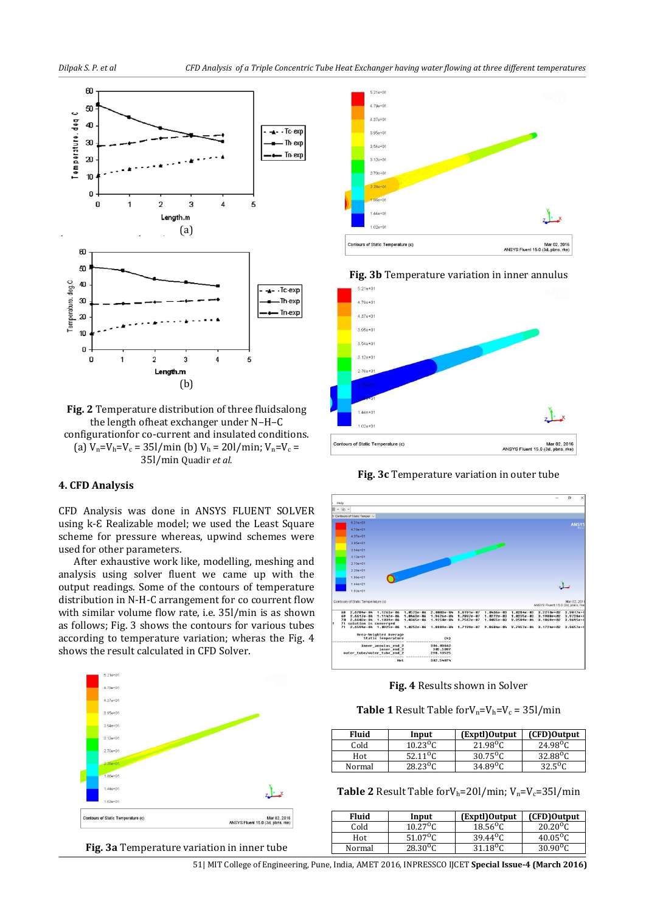**Fig. 2** Temperature distribution of three fluidsalong the length ofheat exchanger under N–H–C configurationfor co-current and insulated conditions. (a) $V_n=V_h=V_c$ = 35l/min (b) $V_h$ = 20l/min; $V_n=V_c$ = 35l/min Quadir *et al.*

## 4. CFD Analysis

CFD Analysis was done in ANSYS FLUENT SOLVER using k-Ɛ Realizable model; we used the Least Square scheme for pressure whereas, upwind schemes were used for other parameters.

After exhaustive work like, modelling, meshing and analysis using solver fluent we came up with the output readings. Some of the contours of temperature distribution in N-H-C arrangement for co current flow with similar volume flow rate, i.e. 35l/min is as shown as follows; Fig. 3 shows the contours for various tubes according to temperature variation; wheras the Fig. 4 shows the result calculated in CFD Solver.

**Fig. 3a** Temperature variation in inner tube

**Fig. 3b** Temperature variation in inner annulus

**Fig. 3c** Temperature variation in outer tube

**Fig. 4** Results shown in Solver

**Table 1** Result Table for$V_n=V_h=V_c$ = 35l/min

| Fluid | Input | (Exptl)Output | (CFD)Output |
|---|---|---|---|
| Cold | 10.23$^{0}$C | 21.98$^{0}$C | 24.98$^{0}$C |
| Hot | 52.11$^{0}$C | 30.75$^{0}$C | 32.88$^{0}$C |
| Normal | 28.23$^{0}$C | 34.89$^{0}$C | 32.5$^{0}$C |

**Table 2** Result Table for$V_h$=20l/min; $V_n=V_c$=35l/min

| Fluid | Input | (Exptl)Output | (CFD)Output |
|---|---|---|---|
| Cold | 10.27$^{0}$C | 18.56$^{0}$C | 20.20$^{0}$C |
| Hot | 51.07$^{0}$C | 39.44$^{0}$C | 40.05$^{0}$C |
| Normal | 28.30$^{0}$C | 31.18$^{0}$C | 30.90$^{0}$C |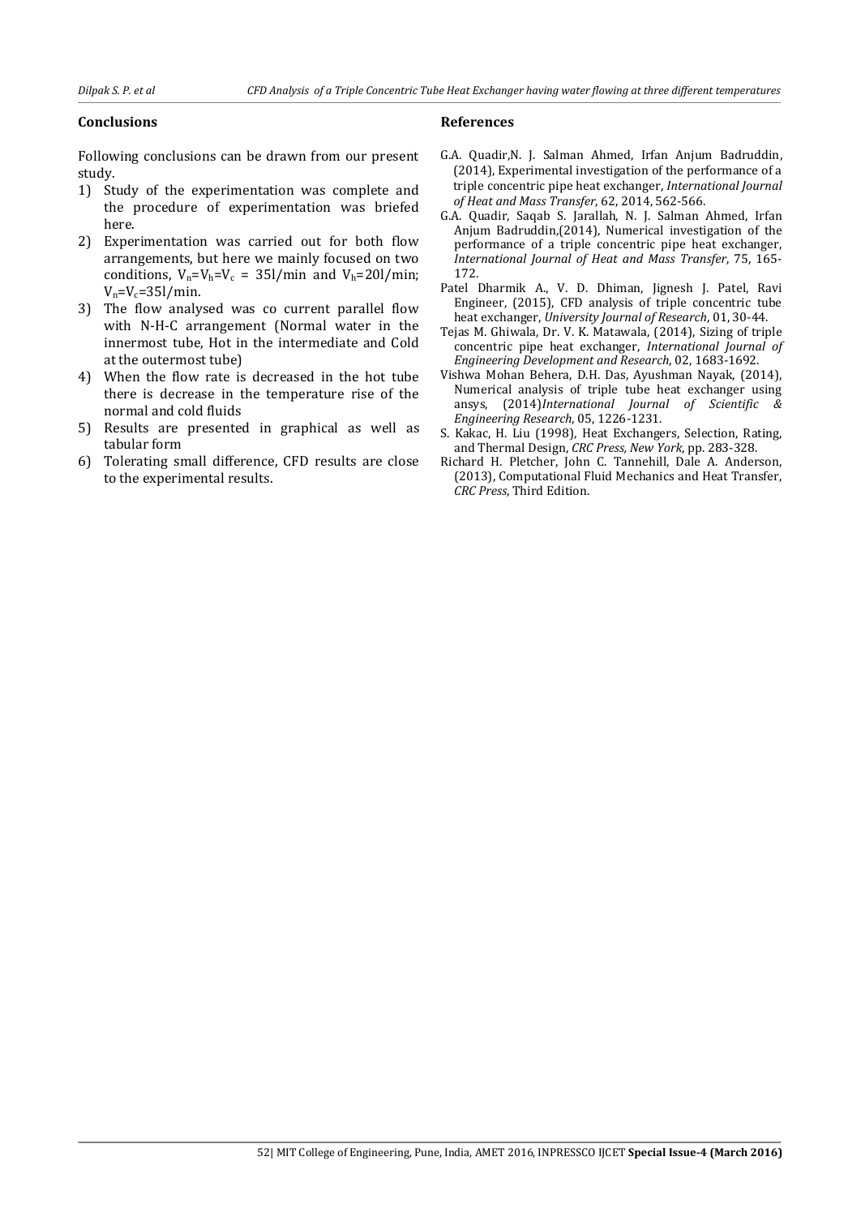## Conclusions

Following conclusions can be drawn from our present study.

1) Study of the experimentation was complete and the procedure of experimentation was briefed here.
2) Experimentation was carried out for both flow arrangements, but here we mainly focused on two conditions, $V_n=V_h=V_c$ = 35l/min and $V_h$=20l/min; $V_n=V_c$=35l/min.
3) The flow analysed was co current parallel flow with N-H-C arrangement (Normal water in the innermost tube, Hot in the intermediate and Cold at the outermost tube)
4) When the flow rate is decreased in the hot tube there is decrease in the temperature rise of the normal and cold fluids
5) Results are presented in graphical as well as tabular form
6) Tolerating small difference, CFD results are close to the experimental results.

## References

G.A. Quadir,N. J. Salman Ahmed, Irfan Anjum Badruddin, (2014), Experimental investigation of the performance of a triple concentric pipe heat exchanger, *International Journal of Heat and Mass Transfer*, 62, 2014, 562-566.

G.A. Quadir, Saqab S. Jarallah, N. J. Salman Ahmed, Irfan Anjum Badruddin,(2014), Numerical investigation of the performance of a triple concentric pipe heat exchanger, *International Journal of Heat and Mass Transfer*, 75, 165-172.

Patel Dharmik A., V. D. Dhiman, Jignesh J. Patel, Ravi Engineer, (2015), CFD analysis of triple concentric tube heat exchanger, *University Journal of Research*, 01, 30-44.

Tejas M. Ghiwala, Dr. V. K. Matawala, (2014), Sizing of triple concentric pipe heat exchanger, *International Journal of Engineering Development and Research*, 02, 1683-1692.

Vishwa Mohan Behera, D.H. Das, Ayushman Nayak, (2014), Numerical analysis of triple tube heat exchanger using ansys, (2014)*International Journal of Scientific & Engineering Research*, 05, 1226-1231.

S. Kakac, H. Liu (1998), Heat Exchangers, Selection, Rating, and Thermal Design, *CRC Press, New York*, pp. 283-328.

Richard H. Pletcher, John C. Tannehill, Dale A. Anderson, (2013), Computational Fluid Mechanics and Heat Transfer, *CRC Press*, Third Edition.